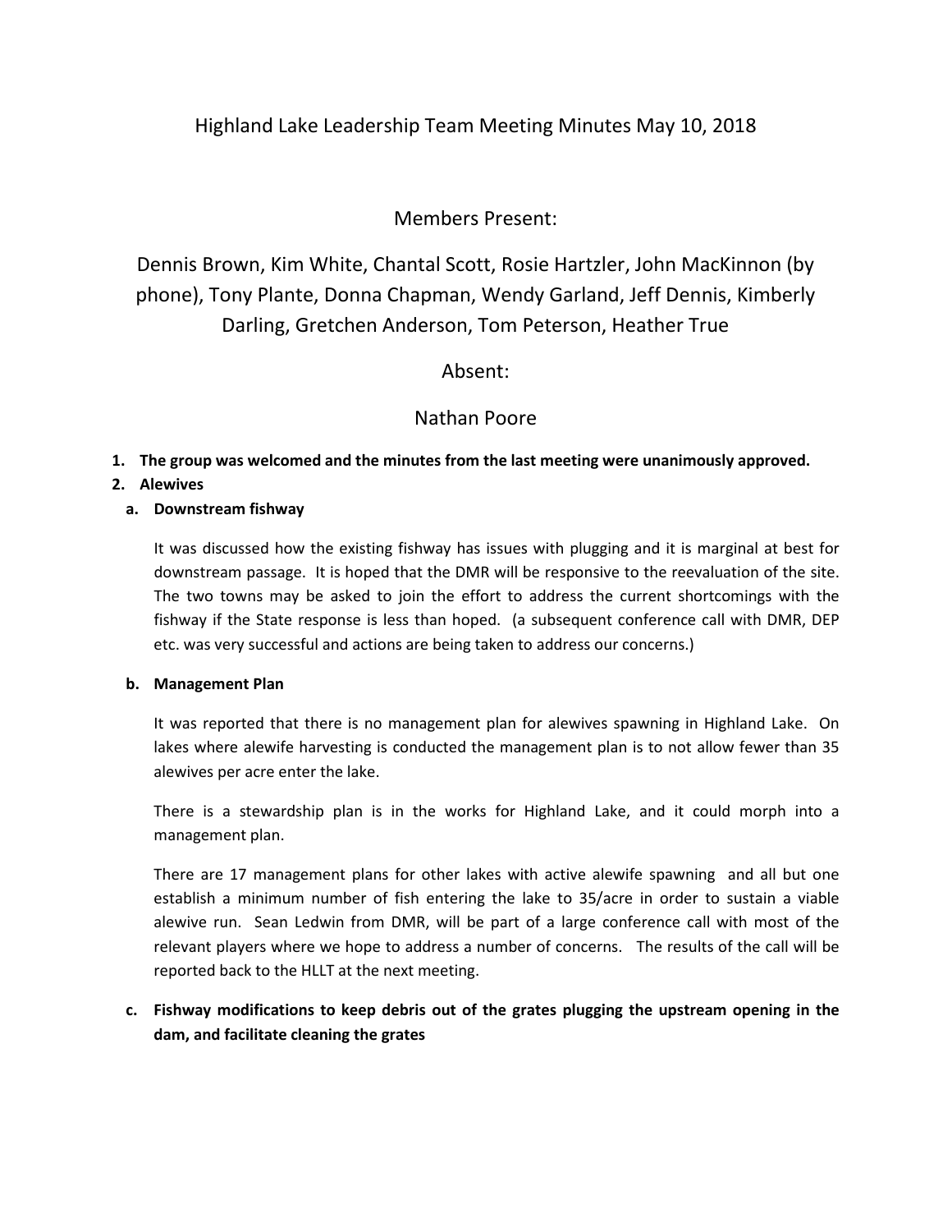# Highland Lake Leadership Team Meeting Minutes May 10, 2018

## Members Present:

Dennis Brown, Kim White, Chantal Scott, Rosie Hartzler, John MacKinnon (by phone), Tony Plante, Donna Chapman, Wendy Garland, Jeff Dennis, Kimberly Darling, Gretchen Anderson, Tom Peterson, Heather True

## Absent:

Nathan Poore

1. **The group was welcomed and the minutes from the last meeting were unanimously approved.**
2. **Alewives**

   a. **Downstream fishway**

   It was discussed how the existing fishway has issues with plugging and it is marginal at best for downstream passage. It is hoped that the DMR will be responsive to the reevaluation of the site. The two towns may be asked to join the effort to address the current shortcomings with the fishway if the State response is less than hoped. (a subsequent conference call with DMR, DEP etc. was very successful and actions are being taken to address our concerns.)

   b. **Management Plan**

   It was reported that there is no management plan for alewives spawning in Highland Lake. On lakes where alewife harvesting is conducted the management plan is to not allow fewer than 35 alewives per acre enter the lake.

   There is a stewardship plan is in the works for Highland Lake, and it could morph into a management plan.

   There are 17 management plans for other lakes with active alewife spawning and all but one establish a minimum number of fish entering the lake to 35/acre in order to sustain a viable alewive run. Sean Ledwin from DMR, will be part of a large conference call with most of the relevant players where we hope to address a number of concerns. The results of the call will be reported back to the HLLT at the next meeting.

   c. **Fishway modifications to keep debris out of the grates plugging the upstream opening in the dam, and facilitate cleaning the grates**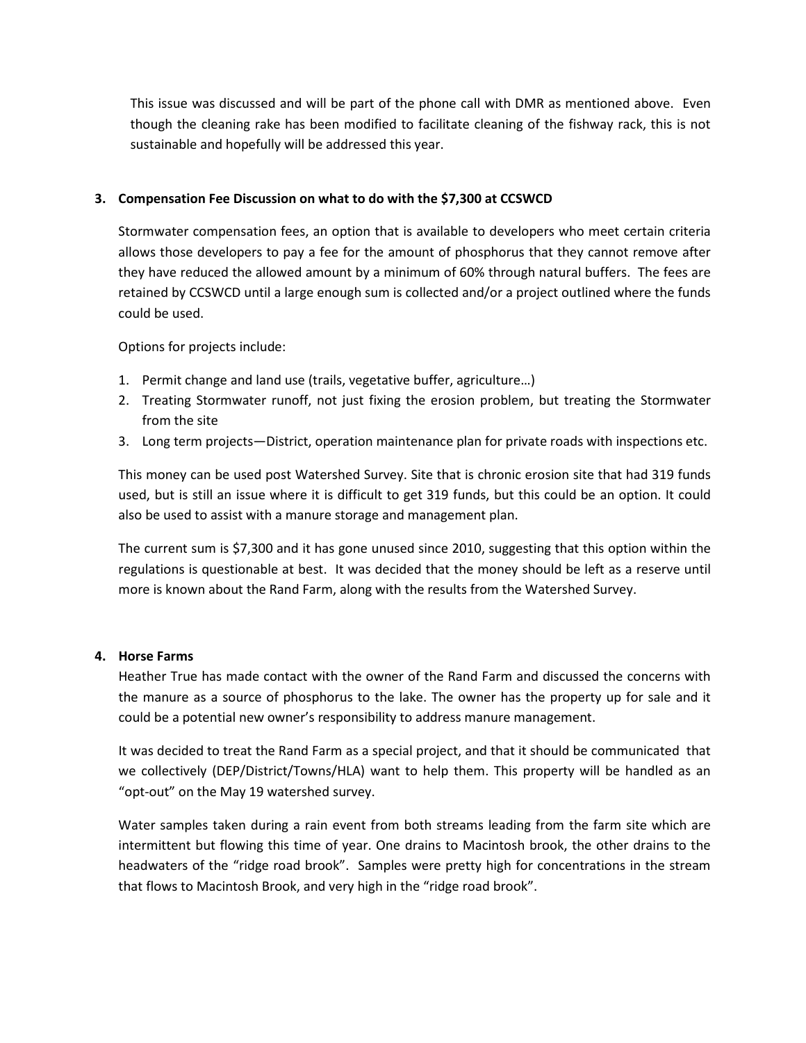This issue was discussed and will be part of the phone call with DMR as mentioned above. Even though the cleaning rake has been modified to facilitate cleaning of the fishway rack, this is not sustainable and hopefully will be addressed this year.

**3. Compensation Fee Discussion on what to do with the $7,300 at CCSWCD**

Stormwater compensation fees, an option that is available to developers who meet certain criteria allows those developers to pay a fee for the amount of phosphorus that they cannot remove after they have reduced the allowed amount by a minimum of 60% through natural buffers. The fees are retained by CCSWCD until a large enough sum is collected and/or a project outlined where the funds could be used.

Options for projects include:

1. Permit change and land use (trails, vegetative buffer, agriculture…)
2. Treating Stormwater runoff, not just fixing the erosion problem, but treating the Stormwater from the site
3. Long term projects—District, operation maintenance plan for private roads with inspections etc.

This money can be used post Watershed Survey. Site that is chronic erosion site that had 319 funds used, but is still an issue where it is difficult to get 319 funds, but this could be an option. It could also be used to assist with a manure storage and management plan.

The current sum is $7,300 and it has gone unused since 2010, suggesting that this option within the regulations is questionable at best. It was decided that the money should be left as a reserve until more is known about the Rand Farm, along with the results from the Watershed Survey.

**4. Horse Farms**

Heather True has made contact with the owner of the Rand Farm and discussed the concerns with the manure as a source of phosphorus to the lake. The owner has the property up for sale and it could be a potential new owner's responsibility to address manure management.

It was decided to treat the Rand Farm as a special project, and that it should be communicated that we collectively (DEP/District/Towns/HLA) want to help them. This property will be handled as an "opt-out" on the May 19 watershed survey.

Water samples taken during a rain event from both streams leading from the farm site which are intermittent but flowing this time of year. One drains to Macintosh brook, the other drains to the headwaters of the "ridge road brook". Samples were pretty high for concentrations in the stream that flows to Macintosh Brook, and very high in the "ridge road brook".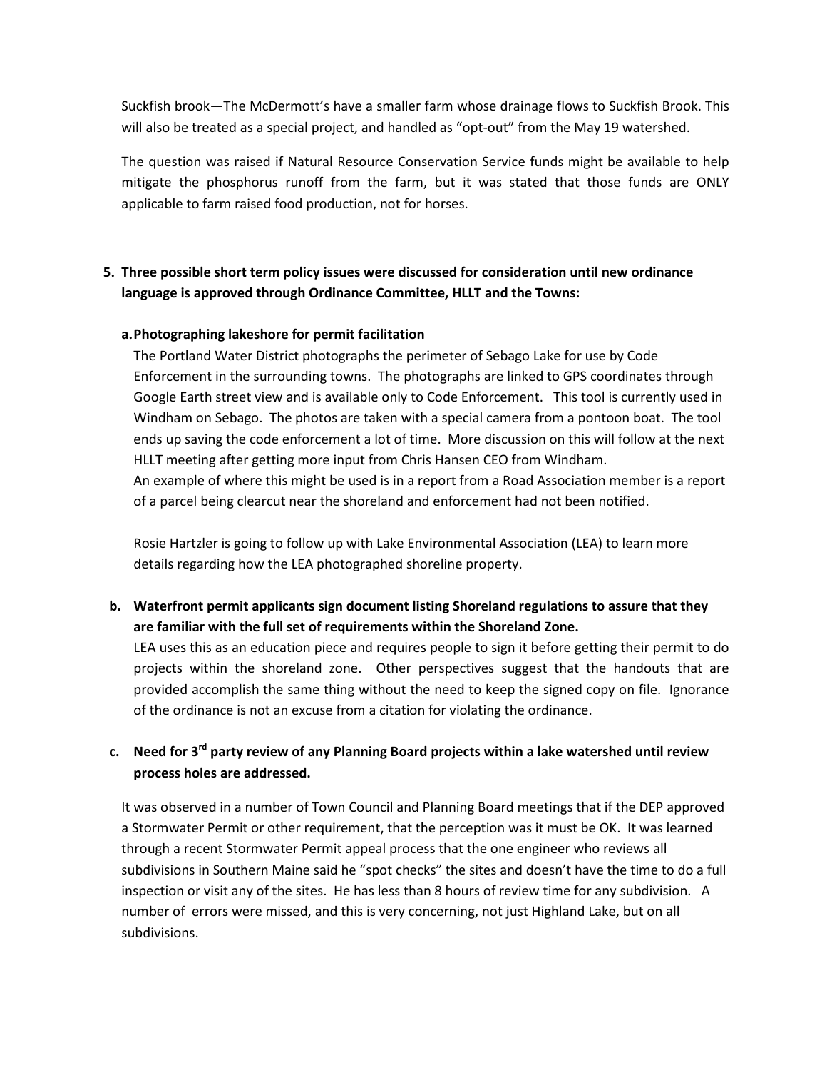Suckfish brook—The McDermott's have a smaller farm whose drainage flows to Suckfish Brook. This will also be treated as a special project, and handled as "opt-out" from the May 19 watershed.

The question was raised if Natural Resource Conservation Service funds might be available to help mitigate the phosphorus runoff from the farm, but it was stated that those funds are ONLY applicable to farm raised food production, not for horses.

**5. Three possible short term policy issues were discussed for consideration until new ordinance language is approved through Ordinance Committee, HLLT and the Towns:**

**a. Photographing lakeshore for permit facilitation**

The Portland Water District photographs the perimeter of Sebago Lake for use by Code Enforcement in the surrounding towns. The photographs are linked to GPS coordinates through Google Earth street view and is available only to Code Enforcement. This tool is currently used in Windham on Sebago. The photos are taken with a special camera from a pontoon boat. The tool ends up saving the code enforcement a lot of time. More discussion on this will follow at the next HLLT meeting after getting more input from Chris Hansen CEO from Windham.
An example of where this might be used is in a report from a Road Association member is a report of a parcel being clearcut near the shoreland and enforcement had not been notified.

Rosie Hartzler is going to follow up with Lake Environmental Association (LEA) to learn more details regarding how the LEA photographed shoreline property.

**b. Waterfront permit applicants sign document listing Shoreland regulations to assure that they are familiar with the full set of requirements within the Shoreland Zone.**

LEA uses this as an education piece and requires people to sign it before getting their permit to do projects within the shoreland zone. Other perspectives suggest that the handouts that are provided accomplish the same thing without the need to keep the signed copy on file. Ignorance of the ordinance is not an excuse from a citation for violating the ordinance.

**c. Need for 3rd party review of any Planning Board projects within a lake watershed until review process holes are addressed.**

It was observed in a number of Town Council and Planning Board meetings that if the DEP approved a Stormwater Permit or other requirement, that the perception was it must be OK. It was learned through a recent Stormwater Permit appeal process that the one engineer who reviews all subdivisions in Southern Maine said he "spot checks" the sites and doesn't have the time to do a full inspection or visit any of the sites. He has less than 8 hours of review time for any subdivision. A number of errors were missed, and this is very concerning, not just Highland Lake, but on all subdivisions.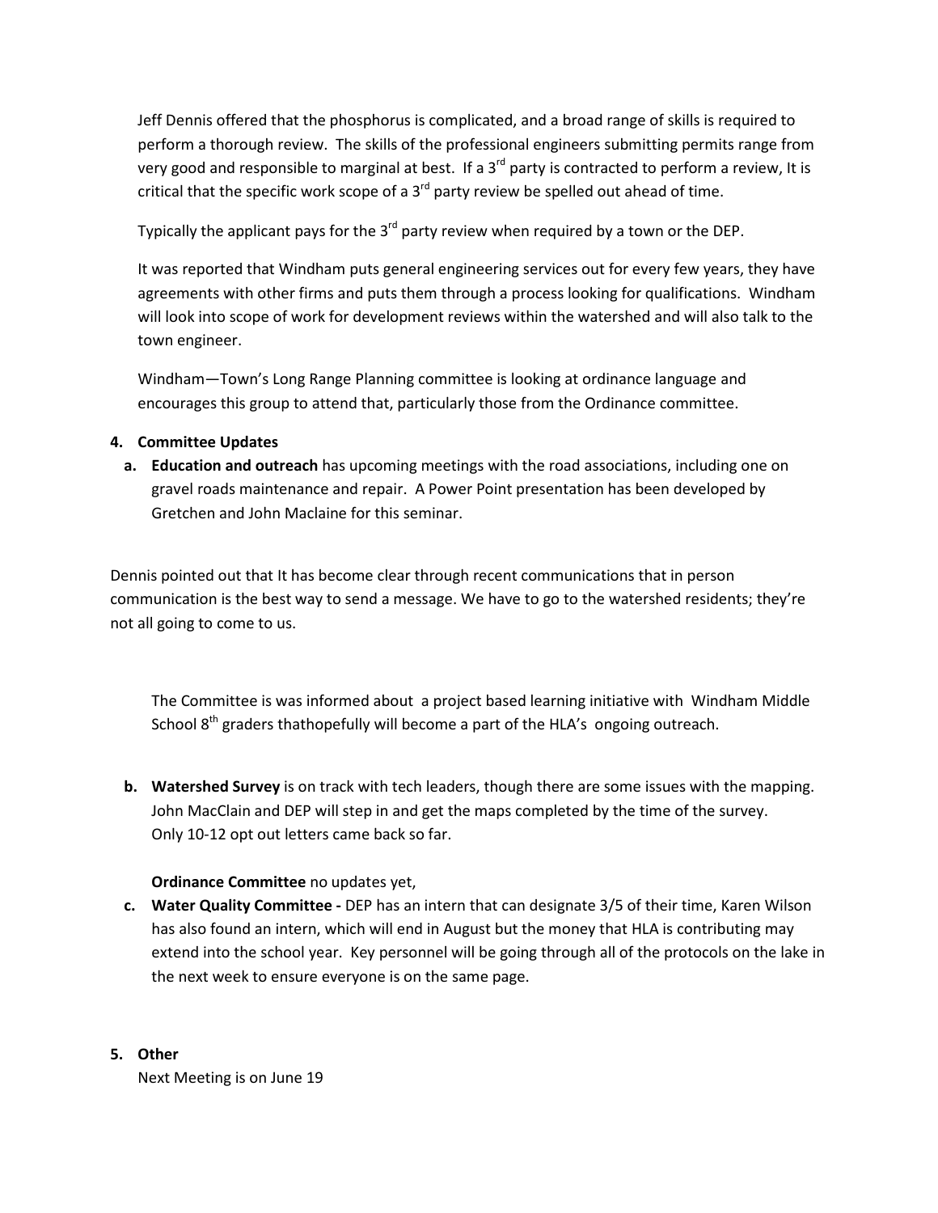Jeff Dennis offered that the phosphorus is complicated, and a broad range of skills is required to perform a thorough review. The skills of the professional engineers submitting permits range from very good and responsible to marginal at best. If a 3rd party is contracted to perform a review, It is critical that the specific work scope of a 3rd party review be spelled out ahead of time.

Typically the applicant pays for the 3rd party review when required by a town or the DEP.

It was reported that Windham puts general engineering services out for every few years, they have agreements with other firms and puts them through a process looking for qualifications. Windham will look into scope of work for development reviews within the watershed and will also talk to the town engineer.

Windham—Town's Long Range Planning committee is looking at ordinance language and encourages this group to attend that, particularly those from the Ordinance committee.

4. **Committee Updates**
   a. **Education and outreach** has upcoming meetings with the road associations, including one on gravel roads maintenance and repair. A Power Point presentation has been developed by Gretchen and John Maclaine for this seminar.

Dennis pointed out that It has become clear through recent communications that in person communication is the best way to send a message. We have to go to the watershed residents; they're not all going to come to us.

The Committee is was informed about a project based learning initiative with Windham Middle School 8th graders thathopefully will become a part of the HLA's ongoing outreach.

   b. **Watershed Survey** is on track with tech leaders, though there are some issues with the mapping. John MacClain and DEP will step in and get the maps completed by the time of the survey. Only 10-12 opt out letters came back so far.

   **Ordinance Committee** no updates yet,

   c. **Water Quality Committee -** DEP has an intern that can designate 3/5 of their time, Karen Wilson has also found an intern, which will end in August but the money that HLA is contributing may extend into the school year. Key personnel will be going through all of the protocols on the lake in the next week to ensure everyone is on the same page.

5. **Other**
   Next Meeting is on June 19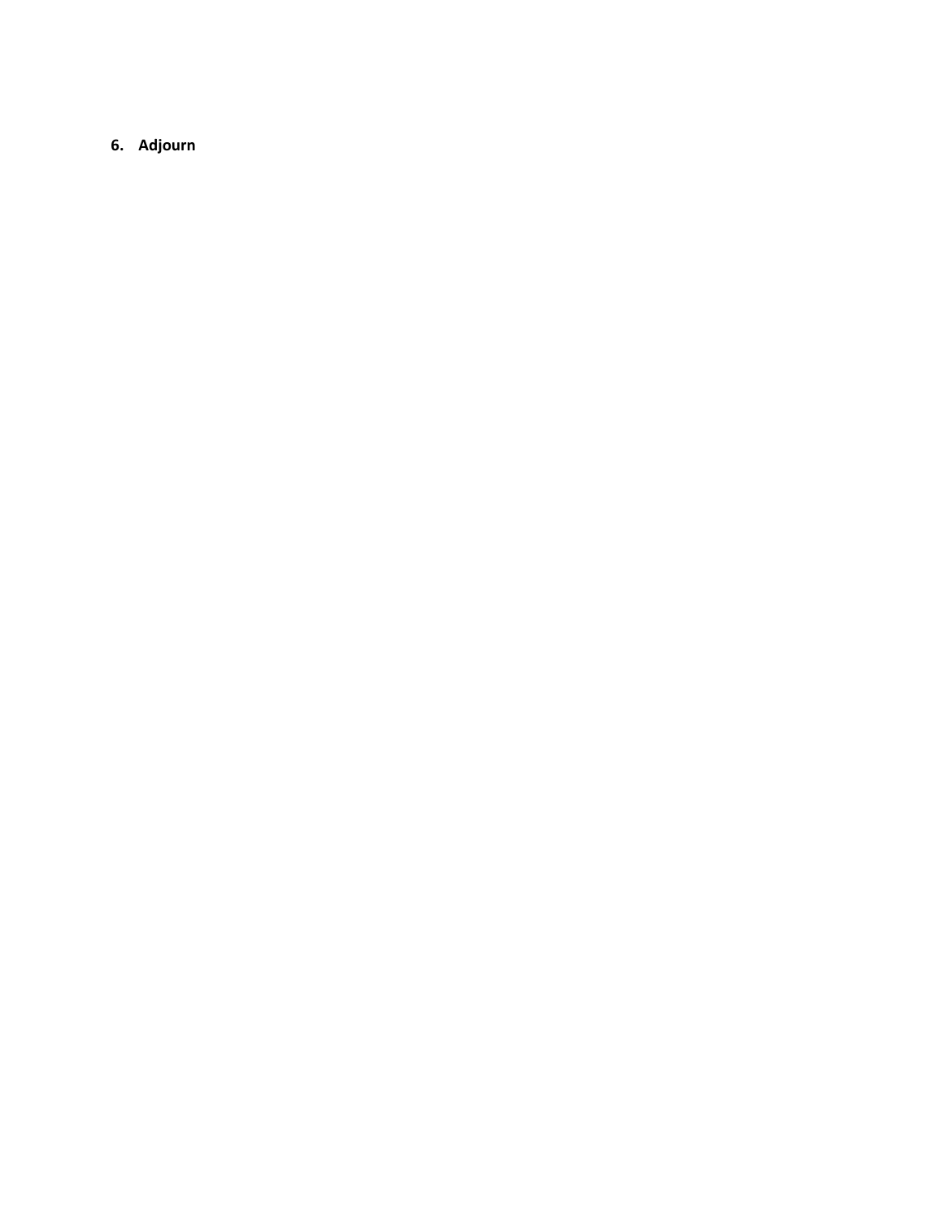**6. Adjourn**